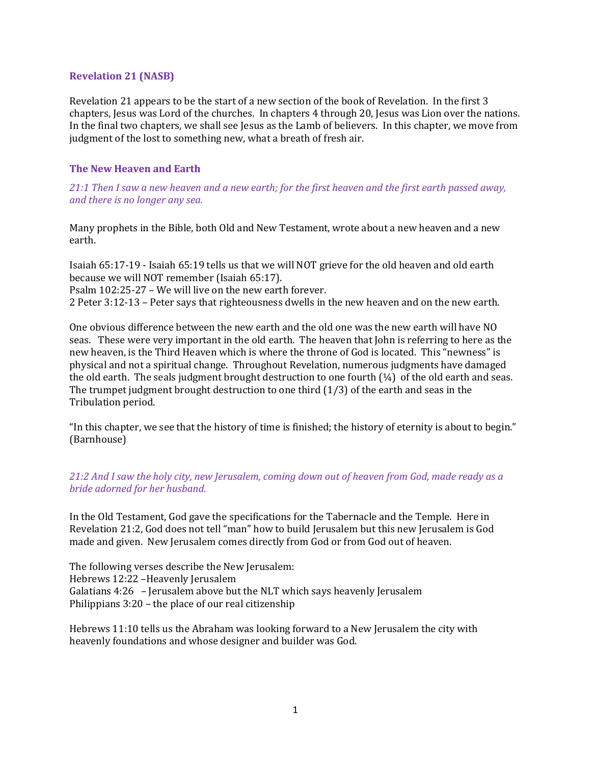## Revelation 21 (NASB)

Revelation 21 appears to be the start of a new section of the book of Revelation. In the first 3 chapters, Jesus was Lord of the churches. In chapters 4 through 20, Jesus was Lion over the nations. In the final two chapters, we shall see Jesus as the Lamb of believers. In this chapter, we move from judgment of the lost to something new, what a breath of fresh air.

### The New Heaven and Earth

*21:1 Then I saw a new heaven and a new earth; for the first heaven and the first earth passed away, and there is no longer any sea.*

Many prophets in the Bible, both Old and New Testament, wrote about a new heaven and a new earth.

Isaiah 65:17-19 - Isaiah 65:19 tells us that we will NOT grieve for the old heaven and old earth because we will NOT remember (Isaiah 65:17).
Psalm 102:25-27 – We will live on the new earth forever.
2 Peter 3:12-13 – Peter says that righteousness dwells in the new heaven and on the new earth.

One obvious difference between the new earth and the old one was the new earth will have NO seas. These were very important in the old earth. The heaven that John is referring to here as the new heaven, is the Third Heaven which is where the throne of God is located. This "newness" is physical and not a spiritual change. Throughout Revelation, numerous judgments have damaged the old earth. The seals judgment brought destruction to one fourth (¼) of the old earth and seas. The trumpet judgment brought destruction to one third (1/3) of the earth and seas in the Tribulation period.

"In this chapter, we see that the history of time is finished; the history of eternity is about to begin." (Barnhouse)

*21:2 And I saw the holy city, new Jerusalem, coming down out of heaven from God, made ready as a bride adorned for her husband.*

In the Old Testament, God gave the specifications for the Tabernacle and the Temple. Here in Revelation 21:2, God does not tell "man" how to build Jerusalem but this new Jerusalem is God made and given. New Jerusalem comes directly from God or from God out of heaven.

The following verses describe the New Jerusalem:
Hebrews 12:22 –Heavenly Jerusalem
Galatians 4:26 – Jerusalem above but the NLT which says heavenly Jerusalem
Philippians 3:20 – the place of our real citizenship

Hebrews 11:10 tells us the Abraham was looking forward to a New Jerusalem the city with heavenly foundations and whose designer and builder was God.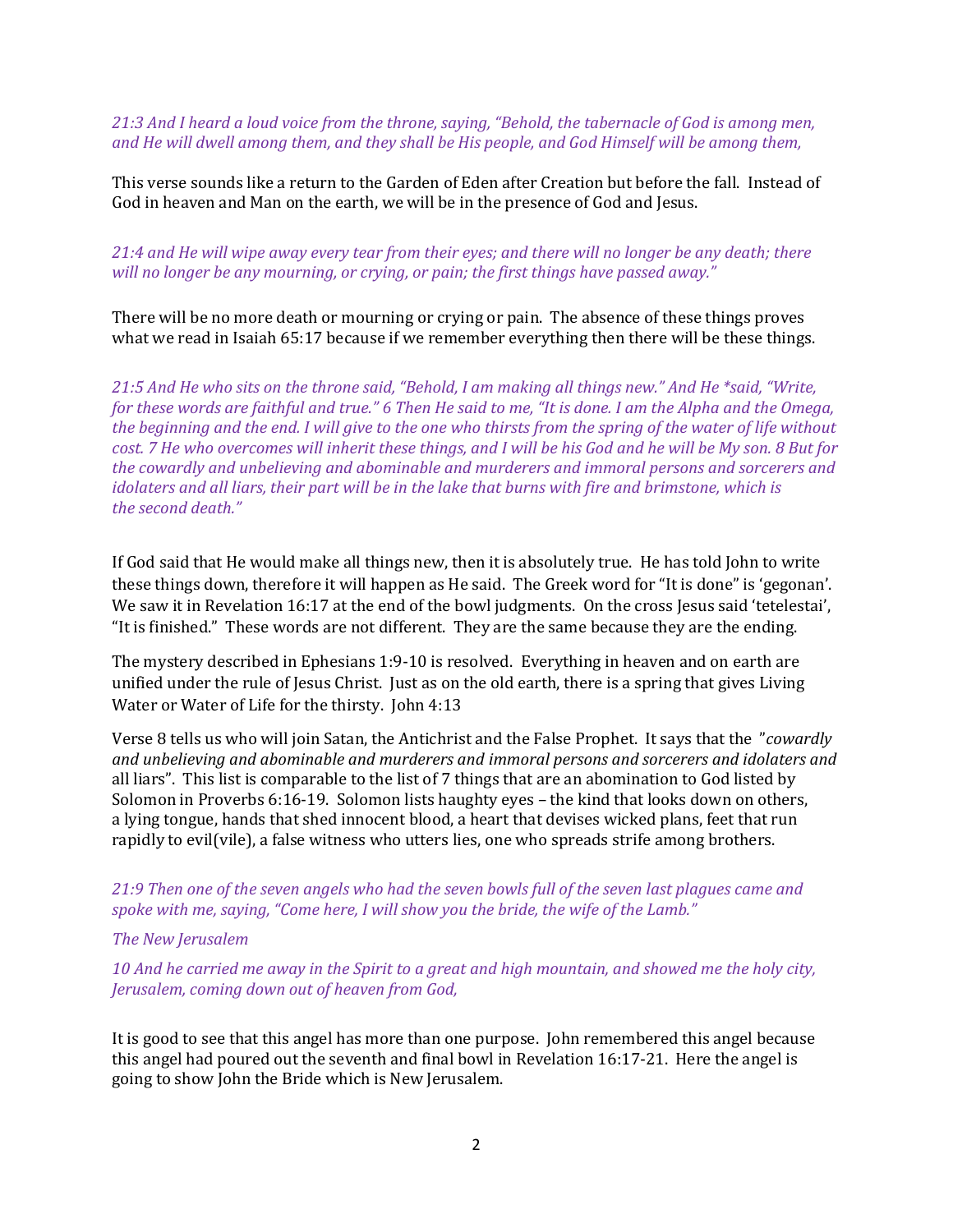*21:3 And I heard a loud voice from the throne, saying, "Behold, the tabernacle of God is among men, and He will dwell among them, and they shall be His people, and God Himself will be among them,*

This verse sounds like a return to the Garden of Eden after Creation but before the fall. Instead of God in heaven and Man on the earth, we will be in the presence of God and Jesus.

*21:4 and He will wipe away every tear from their eyes; and there will no longer be any death; there will no longer be any mourning, or crying, or pain; the first things have passed away."*

There will be no more death or mourning or crying or pain. The absence of these things proves what we read in Isaiah 65:17 because if we remember everything then there will be these things.

*21:5 And He who sits on the throne said, "Behold, I am making all things new." And He *said, "Write, for these words are faithful and true." 6 Then He said to me, "It is done. I am the Alpha and the Omega, the beginning and the end. I will give to the one who thirsts from the spring of the water of life without cost. 7 He who overcomes will inherit these things, and I will be his God and he will be My son. 8 But for the cowardly and unbelieving and abominable and murderers and immoral persons and sorcerers and idolaters and all liars, their part will be in the lake that burns with fire and brimstone, which is the second death."*

If God said that He would make all things new, then it is absolutely true. He has told John to write these things down, therefore it will happen as He said. The Greek word for "It is done" is 'gegonan'. We saw it in Revelation 16:17 at the end of the bowl judgments. On the cross Jesus said 'tetelestai', "It is finished." These words are not different. They are the same because they are the ending.

The mystery described in Ephesians 1:9-10 is resolved. Everything in heaven and on earth are unified under the rule of Jesus Christ. Just as on the old earth, there is a spring that gives Living Water or Water of Life for the thirsty. John 4:13

Verse 8 tells us who will join Satan, the Antichrist and the False Prophet. It says that the "*cowardly and unbelieving and abominable and murderers and immoral persons and sorcerers and idolaters and* all liars". This list is comparable to the list of 7 things that are an abomination to God listed by Solomon in Proverbs 6:16-19. Solomon lists haughty eyes – the kind that looks down on others, a lying tongue, hands that shed innocent blood, a heart that devises wicked plans, feet that run rapidly to evil(vile), a false witness who utters lies, one who spreads strife among brothers.

*21:9 Then one of the seven angels who had the seven bowls full of the seven last plagues came and spoke with me, saying, "Come here, I will show you the bride, the wife of the Lamb."*

*The New Jerusalem*

*10 And he carried me away in the Spirit to a great and high mountain, and showed me the holy city, Jerusalem, coming down out of heaven from God,*

It is good to see that this angel has more than one purpose. John remembered this angel because this angel had poured out the seventh and final bowl in Revelation 16:17-21. Here the angel is going to show John the Bride which is New Jerusalem.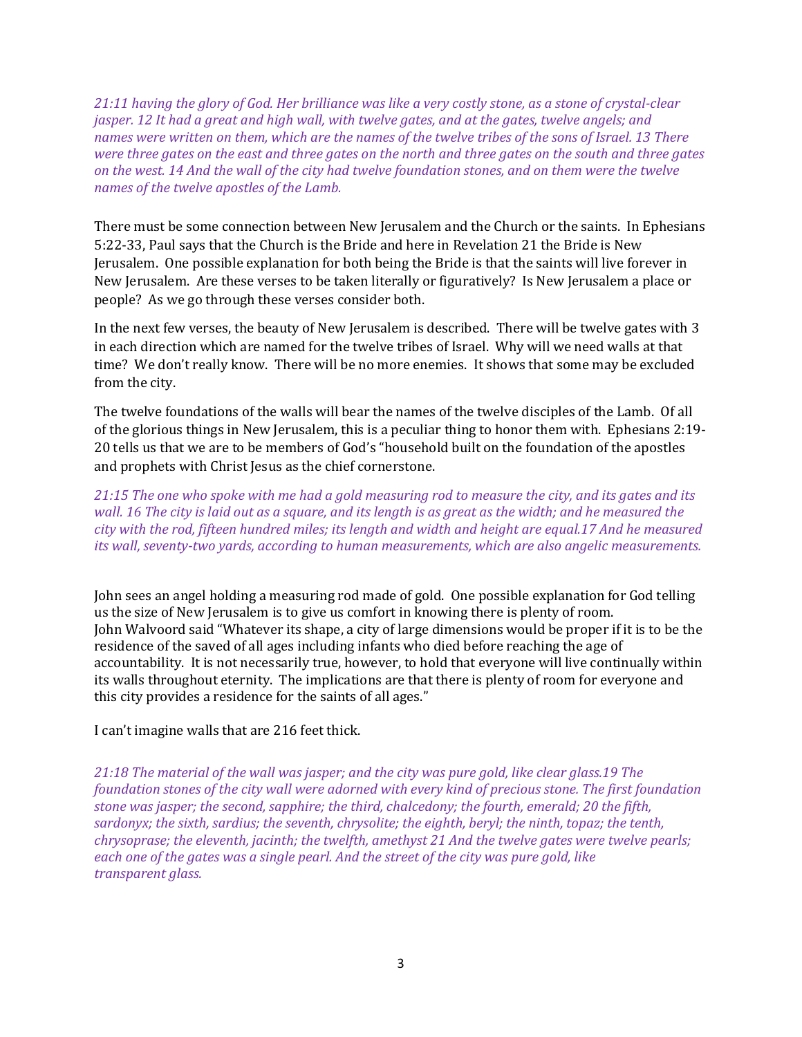*21:11 having the glory of God. Her brilliance was like a very costly stone, as a stone of crystal-clear jasper. 12 It had a great and high wall, with twelve gates, and at the gates, twelve angels; and names were written on them, which are the names of the twelve tribes of the sons of Israel. 13 There were three gates on the east and three gates on the north and three gates on the south and three gates on the west. 14 And the wall of the city had twelve foundation stones, and on them were the twelve names of the twelve apostles of the Lamb.*

There must be some connection between New Jerusalem and the Church or the saints. In Ephesians 5:22-33, Paul says that the Church is the Bride and here in Revelation 21 the Bride is New Jerusalem. One possible explanation for both being the Bride is that the saints will live forever in New Jerusalem. Are these verses to be taken literally or figuratively? Is New Jerusalem a place or people? As we go through these verses consider both.

In the next few verses, the beauty of New Jerusalem is described. There will be twelve gates with 3 in each direction which are named for the twelve tribes of Israel. Why will we need walls at that time? We don't really know. There will be no more enemies. It shows that some may be excluded from the city.

The twelve foundations of the walls will bear the names of the twelve disciples of the Lamb. Of all of the glorious things in New Jerusalem, this is a peculiar thing to honor them with. Ephesians 2:19-20 tells us that we are to be members of God's "household built on the foundation of the apostles and prophets with Christ Jesus as the chief cornerstone.

*21:15 The one who spoke with me had a gold measuring rod to measure the city, and its gates and its wall. 16 The city is laid out as a square, and its length is as great as the width; and he measured the city with the rod, fifteen hundred miles; its length and width and height are equal.17 And he measured its wall, seventy-two yards, according to human measurements, which are also angelic measurements.*

John sees an angel holding a measuring rod made of gold. One possible explanation for God telling us the size of New Jerusalem is to give us comfort in knowing there is plenty of room.
John Walvoord said "Whatever its shape, a city of large dimensions would be proper if it is to be the residence of the saved of all ages including infants who died before reaching the age of accountability. It is not necessarily true, however, to hold that everyone will live continually within its walls throughout eternity. The implications are that there is plenty of room for everyone and this city provides a residence for the saints of all ages."

I can't imagine walls that are 216 feet thick.

*21:18 The material of the wall was jasper; and the city was pure gold, like clear glass.19 The foundation stones of the city wall were adorned with every kind of precious stone. The first foundation stone was jasper; the second, sapphire; the third, chalcedony; the fourth, emerald; 20 the fifth, sardonyx; the sixth, sardius; the seventh, chrysolite; the eighth, beryl; the ninth, topaz; the tenth, chrysoprase; the eleventh, jacinth; the twelfth, amethyst 21 And the twelve gates were twelve pearls; each one of the gates was a single pearl. And the street of the city was pure gold, like transparent glass.*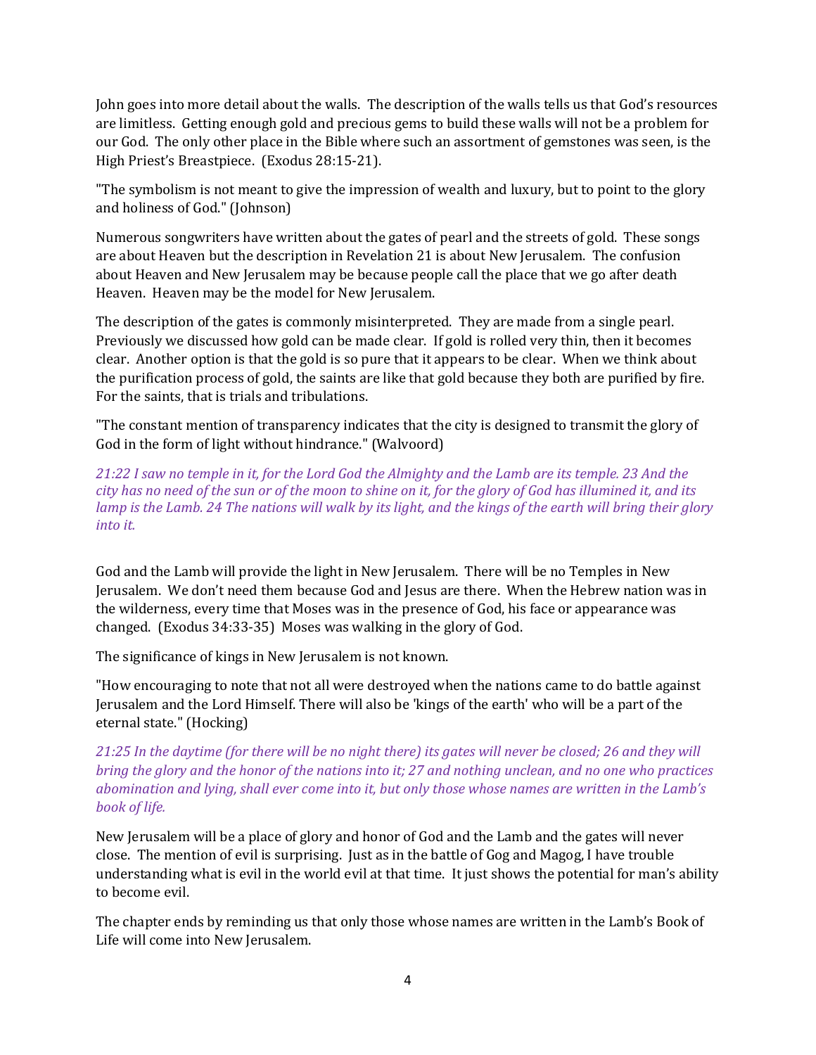John goes into more detail about the walls. The description of the walls tells us that God's resources are limitless. Getting enough gold and precious gems to build these walls will not be a problem for our God. The only other place in the Bible where such an assortment of gemstones was seen, is the High Priest's Breastpiece. (Exodus 28:15-21).

"The symbolism is not meant to give the impression of wealth and luxury, but to point to the glory and holiness of God." (Johnson)

Numerous songwriters have written about the gates of pearl and the streets of gold. These songs are about Heaven but the description in Revelation 21 is about New Jerusalem. The confusion about Heaven and New Jerusalem may be because people call the place that we go after death Heaven. Heaven may be the model for New Jerusalem.

The description of the gates is commonly misinterpreted. They are made from a single pearl. Previously we discussed how gold can be made clear. If gold is rolled very thin, then it becomes clear. Another option is that the gold is so pure that it appears to be clear. When we think about the purification process of gold, the saints are like that gold because they both are purified by fire. For the saints, that is trials and tribulations.

"The constant mention of transparency indicates that the city is designed to transmit the glory of God in the form of light without hindrance." (Walvoord)

*21:22 I saw no temple in it, for the Lord God the Almighty and the Lamb are its temple. 23 And the city has no need of the sun or of the moon to shine on it, for the glory of God has illumined it, and its lamp is the Lamb. 24 The nations will walk by its light, and the kings of the earth will bring their glory into it.*

God and the Lamb will provide the light in New Jerusalem. There will be no Temples in New Jerusalem. We don't need them because God and Jesus are there. When the Hebrew nation was in the wilderness, every time that Moses was in the presence of God, his face or appearance was changed. (Exodus 34:33-35) Moses was walking in the glory of God.

The significance of kings in New Jerusalem is not known.

"How encouraging to note that not all were destroyed when the nations came to do battle against Jerusalem and the Lord Himself. There will also be 'kings of the earth' who will be a part of the eternal state." (Hocking)

*21:25 In the daytime (for there will be no night there) its gates will never be closed; 26 and they will bring the glory and the honor of the nations into it; 27 and nothing unclean, and no one who practices abomination and lying, shall ever come into it, but only those whose names are written in the Lamb's book of life.*

New Jerusalem will be a place of glory and honor of God and the Lamb and the gates will never close. The mention of evil is surprising. Just as in the battle of Gog and Magog, I have trouble understanding what is evil in the world evil at that time. It just shows the potential for man's ability to become evil.

The chapter ends by reminding us that only those whose names are written in the Lamb's Book of Life will come into New Jerusalem.